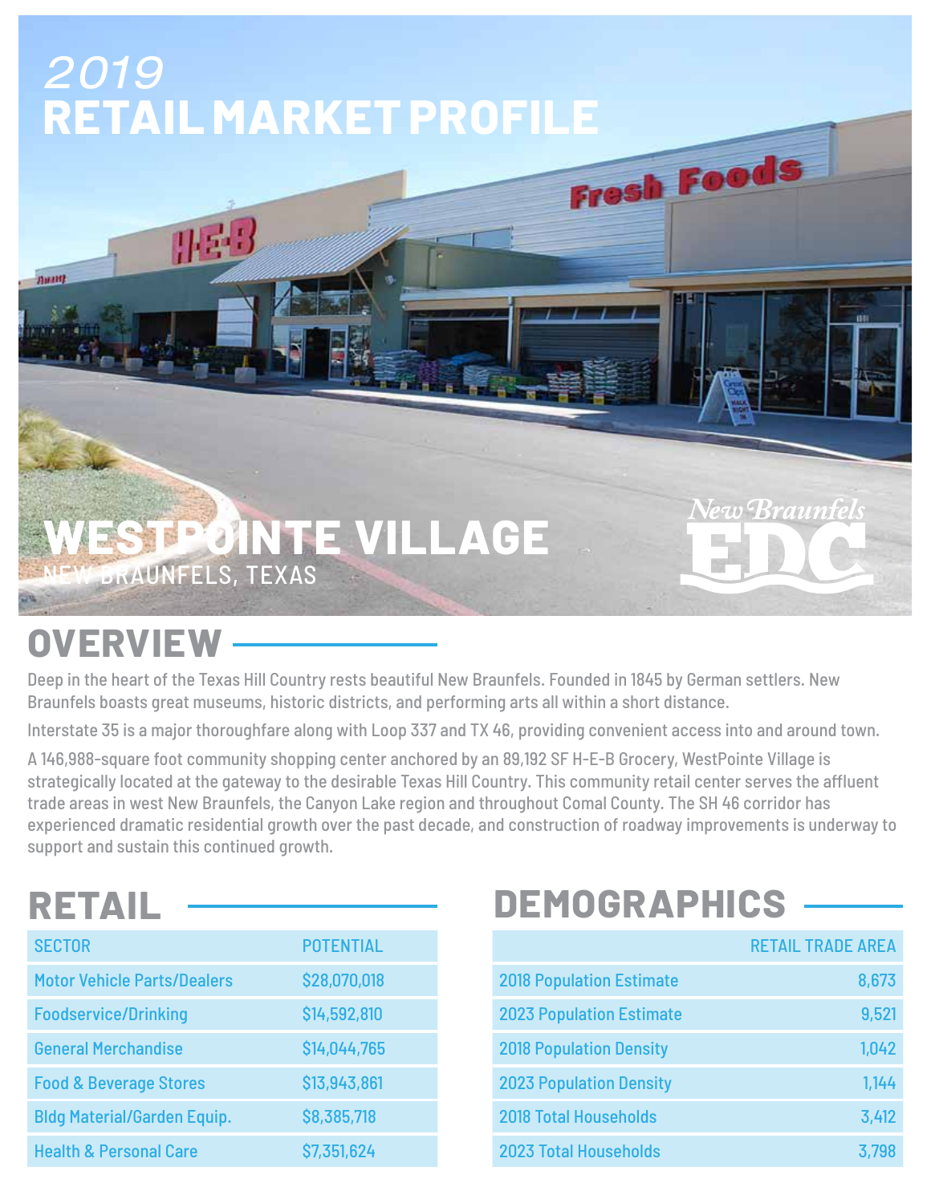# 2019 RETAIL MARKET PROFILE

# WESTPOINTE VILLAGE

NEW BRAUNFELS, TEXAS

New Braunfels EDC

## OVERVIEW

Deep in the heart of the Texas Hill Country rests beautiful New Braunfels. Founded in 1845 by German settlers. New Braunfels boasts great museums, historic districts, and performing arts all within a short distance.

Interstate 35 is a major thoroughfare along with Loop 337 and TX 46, providing convenient access into and around town.

A 146,988-square foot community shopping center anchored by an 89,192 SF H-E-B Grocery, WestPointe Village is strategically located at the gateway to the desirable Texas Hill Country. This community retail center serves the affluent trade areas in west New Braunfels, the Canyon Lake region and throughout Comal County. The SH 46 corridor has experienced dramatic residential growth over the past decade, and construction of roadway improvements is underway to support and sustain this continued growth.

## RETAIL

| SECTOR | POTENTIAL |
|---|---|
| Motor Vehicle Parts/Dealers | $28,070,018 |
| Foodservice/Drinking | $14,592,810 |
| General Merchandise | $14,044,765 |
| Food & Beverage Stores | $13,943,861 |
| Bldg Material/Garden Equip. | $8,385,718 |
| Health & Personal Care | $7,351,624 |

## DEMOGRAPHICS

| | RETAIL TRADE AREA |
|---|---|
| 2018 Population Estimate | 8,673 |
| 2023 Population Estimate | 9,521 |
| 2018 Population Density | 1,042 |
| 2023 Population Density | 1,144 |
| 2018 Total Households | 3,412 |
| 2023 Total Households | 3,798 |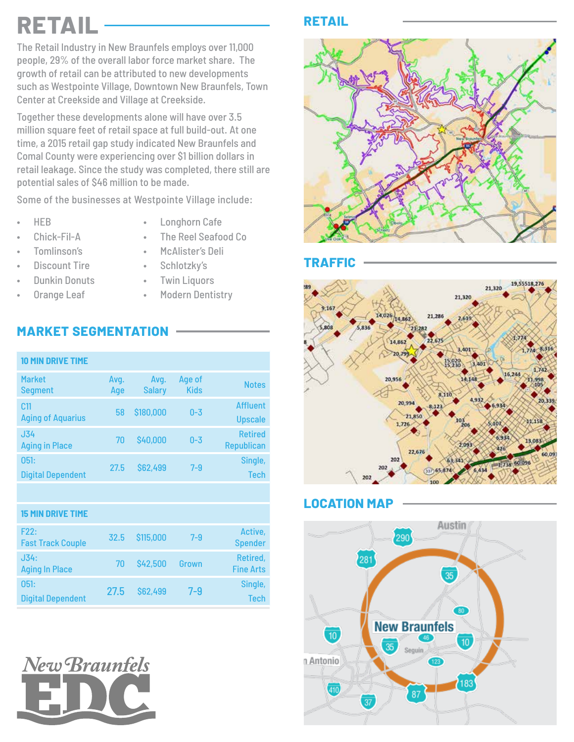# RETAIL

The Retail Industry in New Braunfels employs over 11,000 people, 29% of the overall labor force market share. The growth of retail can be attributed to new developments such as Westpointe Village, Downtown New Braunfels, Town Center at Creekside and Village at Creekside.

Together these developments alone will have over 3.5 million square feet of retail space at full build-out. At one time, a 2015 retail gap study indicated New Braunfels and Comal County were experiencing over $1 billion dollars in retail leakage. Since the study was completed, there still are potential sales of $46 million to be made.

Some of the businesses at Westpointe Village include:

- HEB
- Chick-Fil-A
- Tomlinson's
- Discount Tire
- Dunkin Donuts
- Orange Leaf
- Longhorn Cafe
- The Reel Seafood Co
- McAlister's Deli
- Schlotzky's
- Twin Liquors
- Modern Dentistry

## MARKET SEGMENTATION

| 10 MIN DRIVE TIME | | | | |
|---|---|---|---|---|
| Market Segment | Avg. Age | Avg. Salary | Age of Kids | Notes |
| C11 Aging of Aquarius | 58 | $180,000 | 0-3 | Affluent Upscale |
| J34 Aging in Place | 70 | $40,000 | 0-3 | Retired Republican |
| 051: Digital Dependent | 27.5 | $62,499 | 7-9 | Single, Tech |

| 15 MIN DRIVE TIME | | | | |
|---|---|---|---|---|
| F22: Fast Track Couple | 32.5 | $115,000 | 7-9 | Active, Spender |
| J34: Aging In Place | 70 | $42,500 | Grown | Retired, Fine Arts |
| 051: Digital Dependent | 27.5 | $62,499 | 7-9 | Single, Tech |

New Braunfels EDC

## RETAIL

## TRAFFIC

## LOCATION MAP

Austin
290
281
35
80
New Braunfels
46
10
35
Seguin
10
123
n Antonio
410
37
87
183